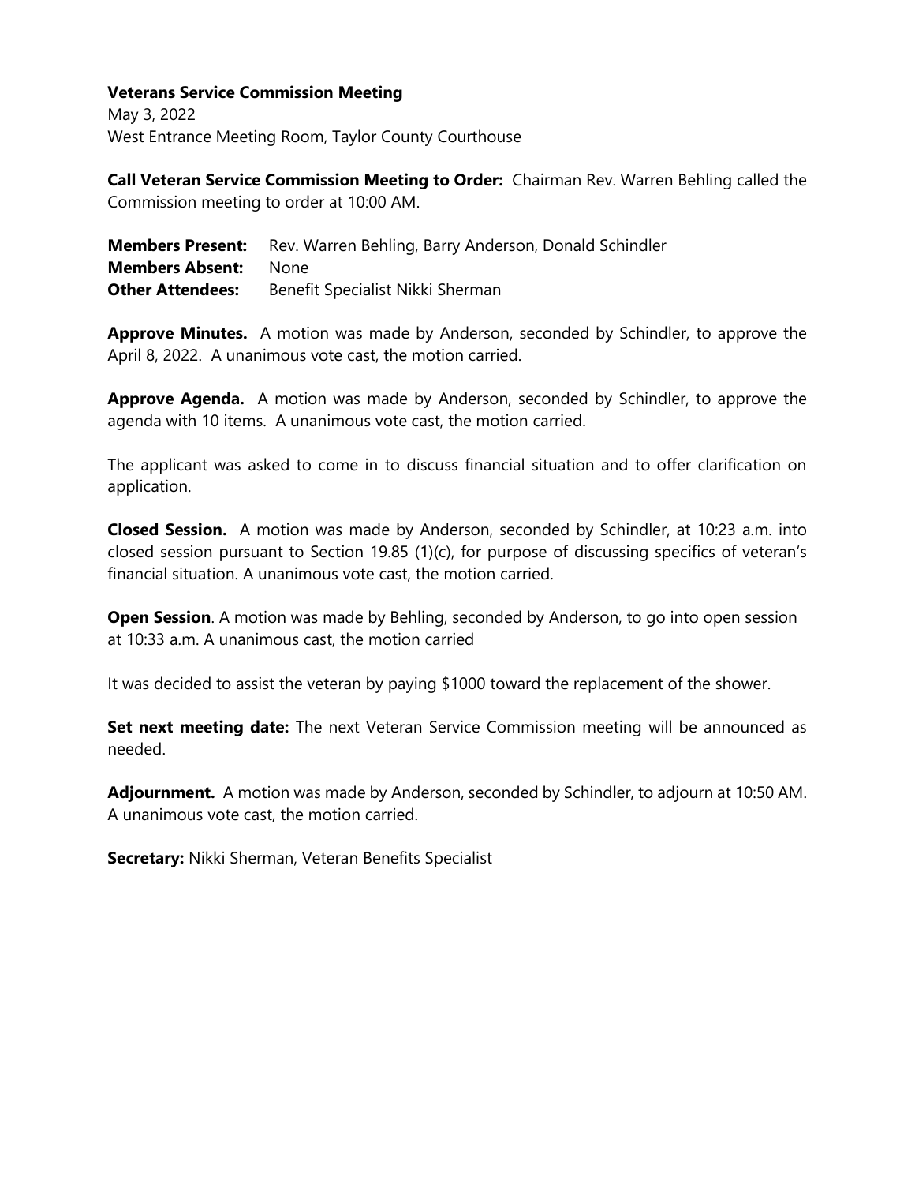**Veterans Service Commission Meeting**
May 3, 2022
West Entrance Meeting Room, Taylor County Courthouse

**Call Veteran Service Commission Meeting to Order:** Chairman Rev. Warren Behling called the Commission meeting to order at 10:00 AM.

**Members Present:** Rev. Warren Behling, Barry Anderson, Donald Schindler
**Members Absent:** None
**Other Attendees:** Benefit Specialist Nikki Sherman

**Approve Minutes.** A motion was made by Anderson, seconded by Schindler, to approve the April 8, 2022. A unanimous vote cast, the motion carried.

**Approve Agenda.** A motion was made by Anderson, seconded by Schindler, to approve the agenda with 10 items. A unanimous vote cast, the motion carried.

The applicant was asked to come in to discuss financial situation and to offer clarification on application.

**Closed Session.** A motion was made by Anderson, seconded by Schindler, at 10:23 a.m. into closed session pursuant to Section 19.85 (1)(c), for purpose of discussing specifics of veteran's financial situation. A unanimous vote cast, the motion carried.

**Open Session**. A motion was made by Behling, seconded by Anderson, to go into open session at 10:33 a.m. A unanimous cast, the motion carried

It was decided to assist the veteran by paying $1000 toward the replacement of the shower.

**Set next meeting date:** The next Veteran Service Commission meeting will be announced as needed.

**Adjournment.** A motion was made by Anderson, seconded by Schindler, to adjourn at 10:50 AM. A unanimous vote cast, the motion carried.

**Secretary:** Nikki Sherman, Veteran Benefits Specialist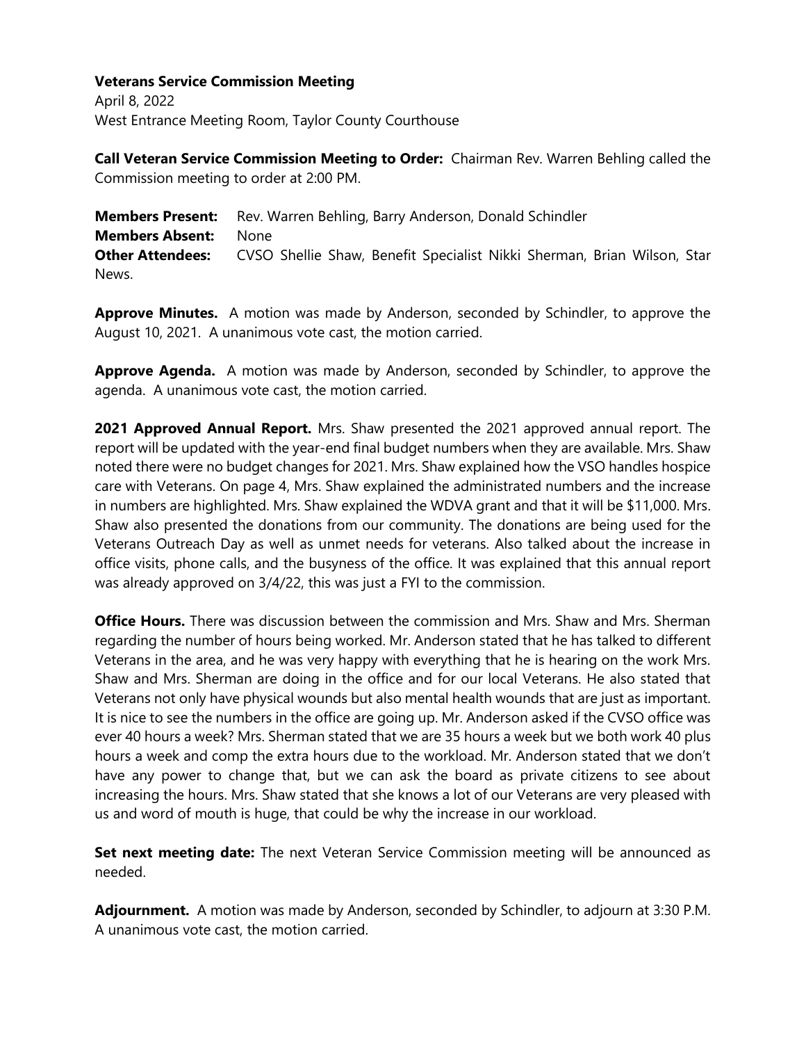**Veterans Service Commission Meeting**

April 8, 2022

West Entrance Meeting Room, Taylor County Courthouse

**Call Veteran Service Commission Meeting to Order:** Chairman Rev. Warren Behling called the Commission meeting to order at 2:00 PM.

**Members Present:** Rev. Warren Behling, Barry Anderson, Donald Schindler

**Members Absent:** None

**Other Attendees:** CVSO Shellie Shaw, Benefit Specialist Nikki Sherman, Brian Wilson, Star News.

**Approve Minutes.** A motion was made by Anderson, seconded by Schindler, to approve the August 10, 2021. A unanimous vote cast, the motion carried.

**Approve Agenda.** A motion was made by Anderson, seconded by Schindler, to approve the agenda. A unanimous vote cast, the motion carried.

**2021 Approved Annual Report.** Mrs. Shaw presented the 2021 approved annual report. The report will be updated with the year-end final budget numbers when they are available. Mrs. Shaw noted there were no budget changes for 2021. Mrs. Shaw explained how the VSO handles hospice care with Veterans. On page 4, Mrs. Shaw explained the administrated numbers and the increase in numbers are highlighted. Mrs. Shaw explained the WDVA grant and that it will be $11,000. Mrs. Shaw also presented the donations from our community. The donations are being used for the Veterans Outreach Day as well as unmet needs for veterans. Also talked about the increase in office visits, phone calls, and the busyness of the office. It was explained that this annual report was already approved on 3/4/22, this was just a FYI to the commission.

**Office Hours.** There was discussion between the commission and Mrs. Shaw and Mrs. Sherman regarding the number of hours being worked. Mr. Anderson stated that he has talked to different Veterans in the area, and he was very happy with everything that he is hearing on the work Mrs. Shaw and Mrs. Sherman are doing in the office and for our local Veterans. He also stated that Veterans not only have physical wounds but also mental health wounds that are just as important. It is nice to see the numbers in the office are going up. Mr. Anderson asked if the CVSO office was ever 40 hours a week? Mrs. Sherman stated that we are 35 hours a week but we both work 40 plus hours a week and comp the extra hours due to the workload. Mr. Anderson stated that we don't have any power to change that, but we can ask the board as private citizens to see about increasing the hours. Mrs. Shaw stated that she knows a lot of our Veterans are very pleased with us and word of mouth is huge, that could be why the increase in our workload.

**Set next meeting date:** The next Veteran Service Commission meeting will be announced as needed.

**Adjournment.** A motion was made by Anderson, seconded by Schindler, to adjourn at 3:30 P.M. A unanimous vote cast, the motion carried.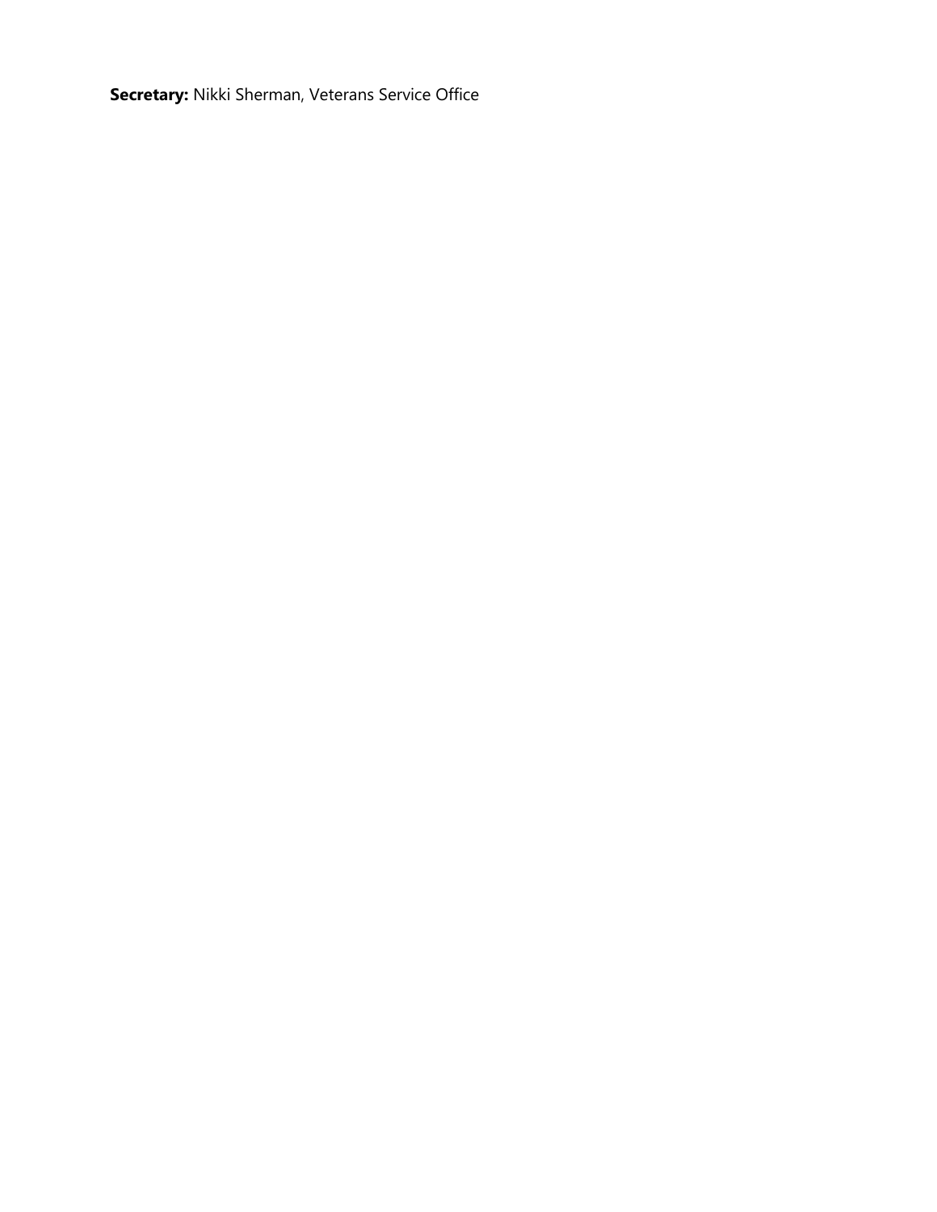**Secretary:** Nikki Sherman, Veterans Service Office